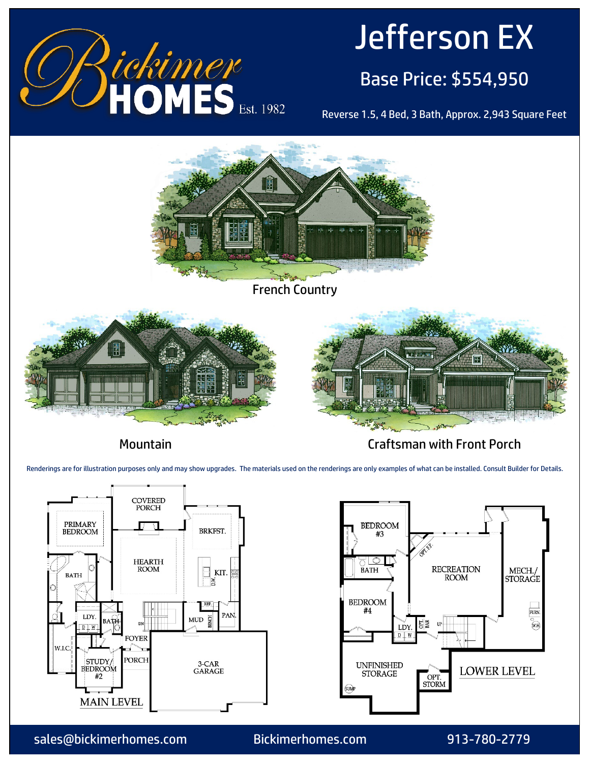# Bickimer HOMES Est. 1982

# Jefferson EX

## Base Price: $554,950

Reverse 1.5, 4 Bed, 3 Bath, Approx. 2,943 Square Feet

French Country

Mountain

Craftsman with Front Porch

Renderings are for illustration purposes only and may show upgrades. The materials used on the renderings are only examples of what can be installed. Consult Builder for Details.

MAIN LEVEL

COVERED PORCH, PRIMARY BEDROOM, BRKFST., HEARTH ROOM, KIT., D.W., REF., PAN., BATH, LDY., D, W, BATH, MUD, BENCH, DN, FOYER, W.I.C., STUDY/ BEDROOM #2, PORCH, 3-CAR GARAGE

LOWER LEVEL

BEDROOM #3, OPT. F.P., RECREATION ROOM, MECH./ STORAGE, BATH, BEDROOM #4, FURN., W.H., LDY., D, W, OPT. BAR, UP, UNFINISHED STORAGE, SUMP, OPT. STORM

sales@bickimerhomes.com Bickimerhomes.com 913-780-2779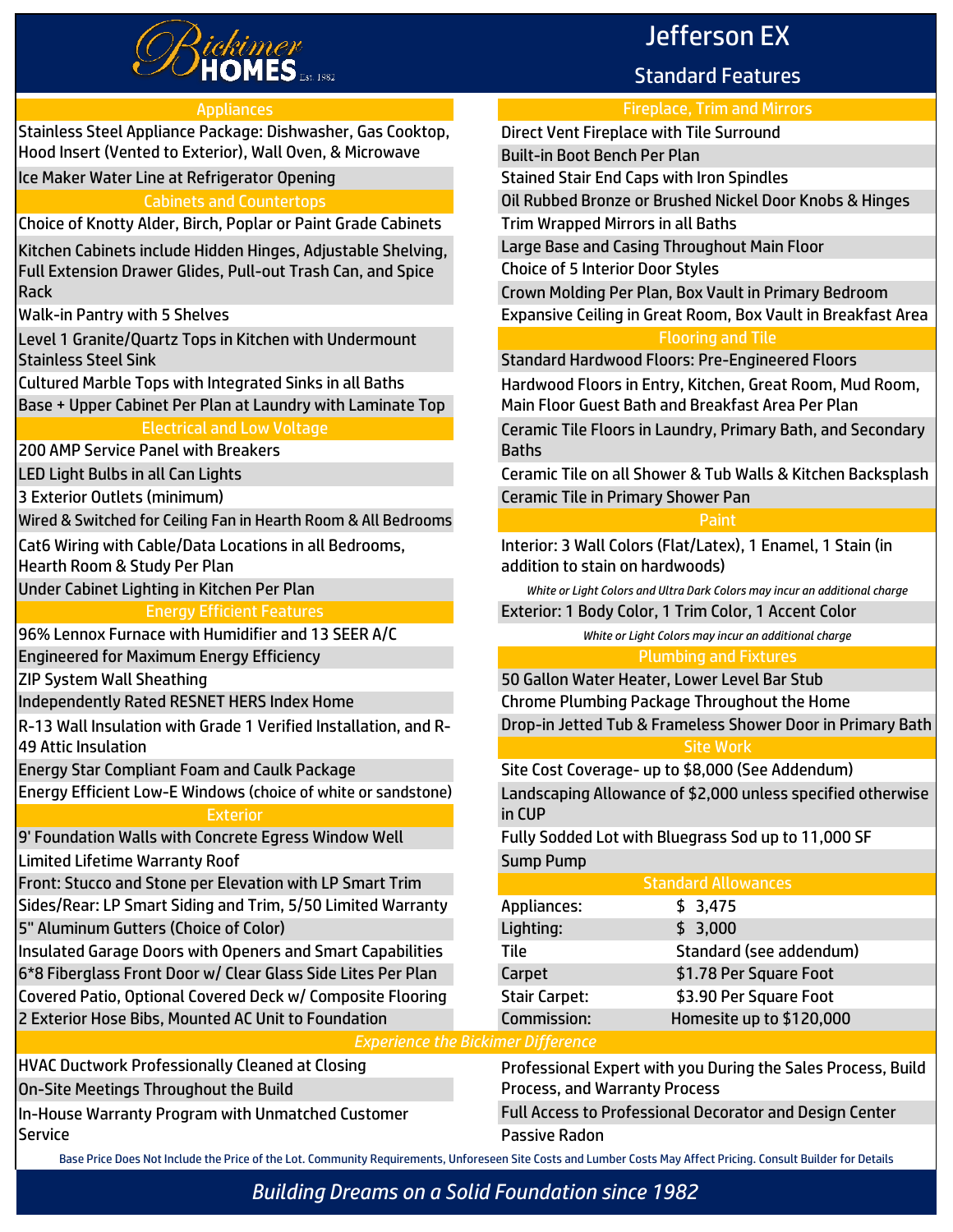# Bickimer Homes

Est. 1982

# Jefferson EX

## Standard Features

### Appligances

- Stainless Steel Appliance Package: Dishwasher, Gas Cooktop, Hood Insert (Vented to Exterior), Wall Oven, & Microwave
- Ice Maker Water Line at Refrigerator Opening

### Cabinets and Countertops

- Choice of Knotty Alder, Birch, Poplar or Paint Grade Cabinets
- Kitchen Cabinets include Hidden Hinges, Adjustable Shelving, Full Extension Drawer Glides, Pull-out Trash Can, and Spice Rack
- Walk-in Pantry with 5 Shelves
- Level 1 Granite/Quartz Tops in Kitchen with Undermount Stainless Steel Sink
- Cultured Marble Tops with Integrated Sinks in all Baths
- Base + Upper Cabinet Per Plan at Laundry with Laminate Top

### Electrical and Low Voltage

- 200 AMP Service Panel with Breakers
- LED Light Bulbs in all Can Lights
- 3 Exterior Outlets (minimum)
- Wired & Switched for Ceiling Fan in Hearth Room & All Bedrooms
- Cat6 Wiring with Cable/Data Locations in all Bedrooms, Hearth Room & Study Per Plan
- Under Cabinet Lighting in Kitchen Per Plan

### Energy Efficient Features

- 96% Lennox Furnace with Humidifier and 13 SEER A/C
- Engineered for Maximum Energy Efficiency
- ZIP System Wall Sheathing
- Independently Rated RESNET HERS Index Home
- R-13 Wall Insulation with Grade 1 Verified Installation, and R-49 Attic Insulation
- Energy Star Compliant Foam and Caulk Package
- Energy Efficient Low-E Windows (choice of white or sandstone)

### Exterior

- 9' Foundation Walls with Concrete Egress Window Well
- Limited Lifetime Warranty Roof
- Front: Stucco and Stone per Elevation with LP Smart Trim
- Sides/Rear: LP Smart Siding and Trim, 5/50 Limited Warranty
- 5" Aluminum Gutters (Choice of Color)
- Insulated Garage Doors with Openers and Smart Capabilities
- 6*8 Fiberglass Front Door w/ Clear Glass Side Lites Per Plan
- Covered Patio, Optional Covered Deck w/ Composite Flooring
- 2 Exterior Hose Bibs, Mounted AC Unit to Foundation

### Fireplace, Trim and Mirrors

- Direct Vent Fireplace with Tile Surround
- Built-in Boot Bench Per Plan
- Stained Stair End Caps with Iron Spindles
- Oil Rubbed Bronze or Brushed Nickel Door Knobs & Hinges
- Trim Wrapped Mirrors in all Baths
- Large Base and Casing Throughout Main Floor
- Choice of 5 Interior Door Styles
- Crown Molding Per Plan, Box Vault in Primary Bedroom
- Expansive Ceiling in Great Room, Box Vault in Breakfast Area

### Flooring and Tile

- Standard Hardwood Floors: Pre-Engineered Floors
- Hardwood Floors in Entry, Kitchen, Great Room, Mud Room, Main Floor Guest Bath and Breakfast Area Per Plan
- Ceramic Tile Floors in Laundry, Primary Bath, and Secondary Baths
- Ceramic Tile on all Shower & Tub Walls & Kitchen Backsplash
- Ceramic Tile in Primary Shower Pan

### Paint

- Interior: 3 Wall Colors (Flat/Latex), 1 Enamel, 1 Stain (in addition to stain on hardwoods)

*White or Light Colors and Ultra Dark Colors may incur an additional charge*

- Exterior: 1 Body Color, 1 Trim Color, 1 Accent Color

*White or Light Colors may incur an additional charge*

### Plumbing and Fixtures

- 50 Gallon Water Heater, Lower Level Bar Stub
- Chrome Plumbing Package Throughout the Home
- Drop-in Jetted Tub & Frameless Shower Door in Primary Bath

### Site Work

- Site Cost Coverage- up to $8,000 (See Addendum)
- Landscaping Allowance of $2,000 unless specified otherwise in CUP
- Fully Sodded Lot with Bluegrass Sod up to 11,000 SF
- Sump Pump

### Standard Allowances

| | |
|---|---|
| Appliances: | $ 3,475 |
| Lighting: | $ 3,000 |
| Tile | Standard (see addendum) |
| Carpet | $1.78 Per Square Foot |
| Stair Carpet: | $3.90 Per Square Foot |
| Commission: | Homesite up to $120,000 |

### *Experience the Bickimer Difference*

- HVAC Ductwork Professionally Cleaned at Closing
- On-Site Meetings Throughout the Build
- In-House Warranty Program with Unmatched Customer Service
- Professional Expert with you During the Sales Process, Build Process, and Warranty Process
- Full Access to Professional Decorator and Design Center
- Passive Radon

Base Price Does Not Include the Price of the Lot. Community Requirements, Unforeseen Site Costs and Lumber Costs May Affect Pricing. Consult Builder for Details

*Building Dreams on a Solid Foundation since 1982*